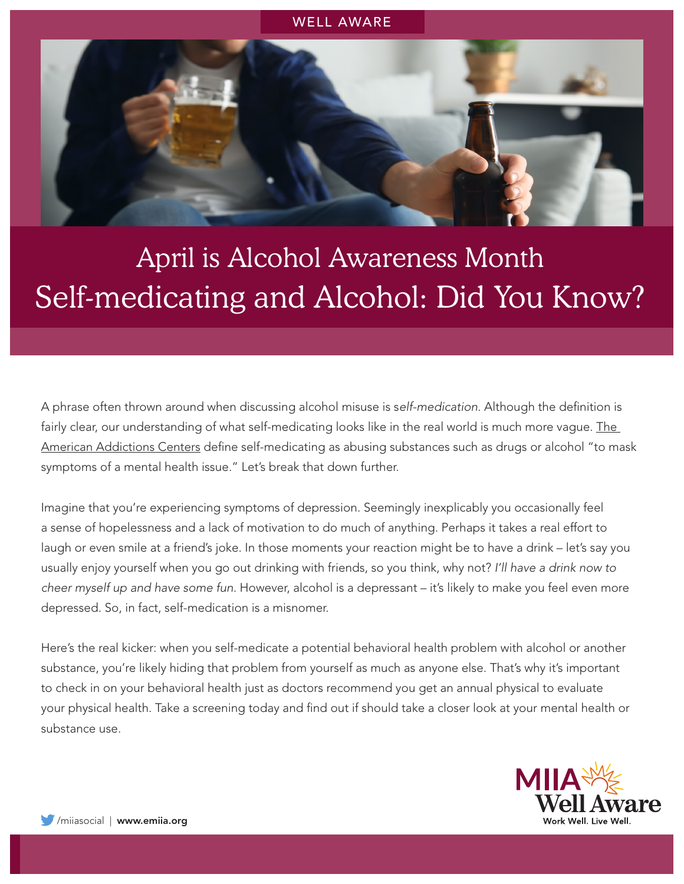WELL AWARE

# April is Alcohol Awareness Month
# Self-medicating and Alcohol: Did You Know?

A phrase often thrown around when discussing alcohol misuse is s*elf-medication.* Although the definition is fairly clear, our understanding of what self-medicating looks like in the real world is much more vague. The American Addictions Centers define self-medicating as abusing substances such as drugs or alcohol "to mask symptoms of a mental health issue." Let's break that down further.

Imagine that you're experiencing symptoms of depression. Seemingly inexplicably you occasionally feel a sense of hopelessness and a lack of motivation to do much of anything. Perhaps it takes a real effort to laugh or even smile at a friend's joke. In those moments your reaction might be to have a drink – let's say you usually enjoy yourself when you go out drinking with friends, so you think, why not? *I'll have a drink now to cheer myself up and have some fun.* However, alcohol is a depressant – it's likely to make you feel even more depressed. So, in fact, self-medication is a misnomer.

Here's the real kicker: when you self-medicate a potential behavioral health problem with alcohol or another substance, you're likely hiding that problem from yourself as much as anyone else. That's why it's important to check in on your behavioral health just as doctors recommend you get an annual physical to evaluate your physical health. Take a screening today and find out if should take a closer look at your mental health or substance use.

MIIA Well Aware
Work Well. Live Well.

/miiasocial | **www.emiia.org**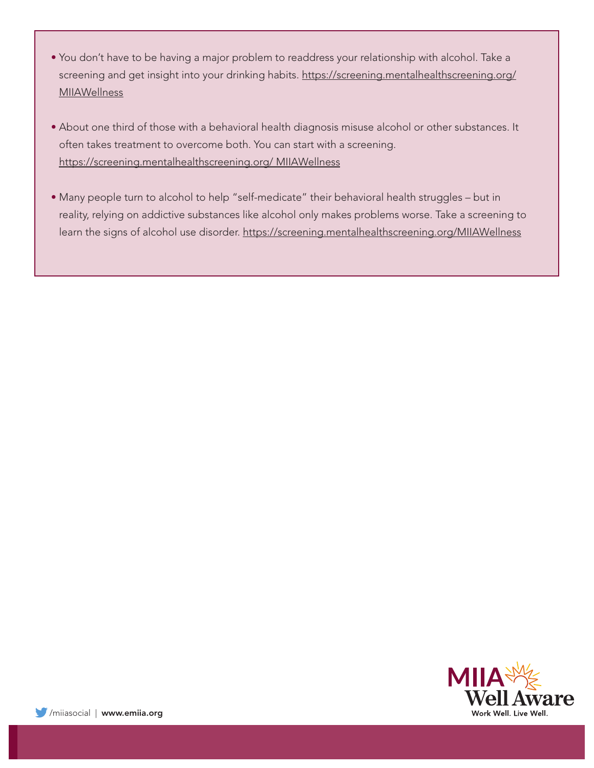- You don't have to be having a major problem to readdress your relationship with alcohol. Take a screening and get insight into your drinking habits. https://screening.mentalhealthscreening.org/MIIAWellness

- About one third of those with a behavioral health diagnosis misuse alcohol or other substances. It often takes treatment to overcome both. You can start with a screening. https://screening.mentalhealthscreening.org/ MIIAWellness

- Many people turn to alcohol to help "self-medicate" their behavioral health struggles – but in reality, relying on addictive substances like alcohol only makes problems worse. Take a screening to learn the signs of alcohol use disorder. https://screening.mentalhealthscreening.org/MIIAWellness

/miiasocial | **www.emiia.org**

MIIA Well Aware
Work Well. Live Well.